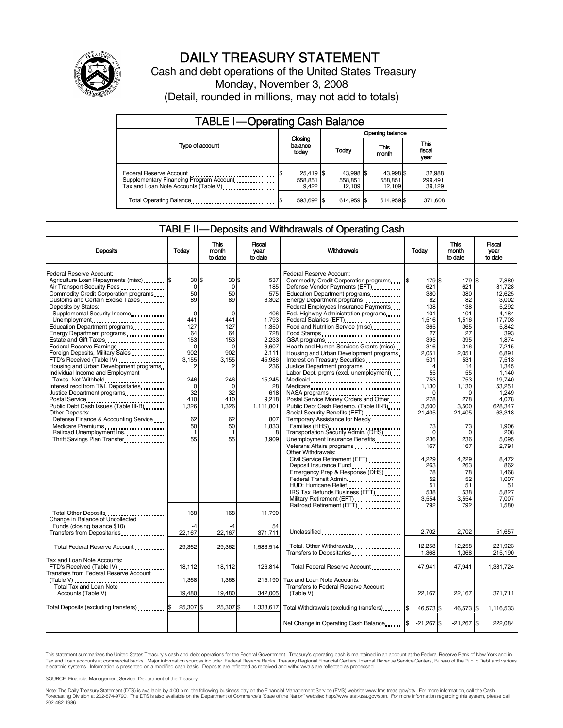# DAILY TREASURY STATEMENT

Cash and debt operations of the United States Treasury

Monday, November 3, 2008

(Detail, rounded in millions, may not add to totals)

## TABLE I—Operating Cash Balance

| Type of account | Closing balance today | Opening balance Today | Opening balance This month | Opening balance This fiscal year |
|---|---|---|---|---|
| Federal Reserve Account | $ 25,419 | $ 43,998 | $ 43,998 | $ 32,988 |
| Supplementary Financing Program Account | 558,851 | 558,851 | 558,851 | 299,491 |
| Tax and Loan Note Accounts (Table V) | 9,422 | 12,109 | 12,109 | 39,129 |
| Total Operating Balance | $ 593,692 | $ 614,959 | $ 614,959 | $ 371,608 |

## TABLE II—Deposits and Withdrawals of Operating Cash

| Deposits | Today | This month to date | Fiscal year to date |
|---|---|---|---|
| Federal Reserve Account: | | | |
| Agriculture Loan Repayments (misc) | $ 30 | $ 30 | $ 537 |
| Air Transport Security Fees | 0 | 0 | 185 |
| Commodity Credit Corporation programs | 50 | 50 | 575 |
| Customs and Certain Excise Taxes | 89 | 89 | 3,302 |
| Deposits by States: | | | |
| Supplemental Security Income | 0 | 0 | 406 |
| Unemployment | 441 | 441 | 1,793 |
| Education Department programs | 127 | 127 | 1,350 |
| Energy Department programs | 64 | 64 | 728 |
| Estate and Gift Taxes | 153 | 153 | 2,233 |
| Federal Reserve Earnings | 0 | 0 | 3,607 |
| Foreign Deposits, Military Sales | 902 | 902 | 2,111 |
| FTD's Received (Table IV) | 3,155 | 3,155 | 45,986 |
| Housing and Urban Development programs | 2 | 2 | 236 |
| Individual Income and Employment Taxes, Not Withheld | 246 | 246 | 15,245 |
| Interest recd from T&L Depositaries | 0 | 0 | 28 |
| Justice Department programs | 32 | 32 | 618 |
| Postal Service | 410 | 410 | 9,218 |
| Public Debt Cash Issues (Table III-B) | 1,326 | 1,326 | 1,111,801 |
| Other Deposits: | | | |
| Defense Finance & Accounting Service | 62 | 62 | 807 |
| Medicare Premiums | 50 | 50 | 1,833 |
| Railroad Unemployment Ins. | 1 | 1 | 8 |
| Thrift Savings Plan Transfer | 55 | 55 | 3,909 |
| Total Other Deposits | 168 | 168 | 11,790 |
| Change in Balance of Uncollected Funds (closing balance $10) | -4 | -4 | 54 |
| Transfers from Depositaries | 22,167 | 22,167 | 371,711 |
| Total Federal Reserve Account | 29,362 | 29,362 | 1,583,514 |
| Tax and Loan Note Accounts: | | | |
| FTD's Received (Table IV) | 18,112 | 18,112 | 126,814 |
| Transfers from Federal Reserve Account (Table V) | 1,368 | 1,368 | 215,190 |
| Total Tax and Loan Note Accounts (Table V) | 19,480 | 19,480 | 342,005 |
| Total Deposits (excluding transfers) | $ 25,307 | $ 25,307 | $ 1,338,617 |

| Withdrawals | Today | This month to date | Fiscal year to date |
|---|---|---|---|
| Federal Reserve Account: | | | |
| Commodity Credit Corporation programs | $ 179 | $ 179 | $ 7,880 |
| Defense Vendor Payments (EFT) | 621 | 621 | 31,728 |
| Education Department programs | 380 | 380 | 12,625 |
| Energy Department programs | 82 | 82 | 3,002 |
| Federal Employees Insurance Payments | 138 | 138 | 5,292 |
| Fed. Highway Administration programs | 101 | 101 | 4,184 |
| Federal Salaries (EFT) | 1,516 | 1,516 | 17,703 |
| Food and Nutrition Service (misc) | 365 | 365 | 5,842 |
| Food Stamps | 27 | 27 | 393 |
| GSA programs | 395 | 395 | 1,874 |
| Health and Human Services Grants (misc) | 316 | 316 | 7,215 |
| Housing and Urban Development programs | 2,051 | 2,051 | 6,891 |
| Interest on Treasury Securities | 531 | 531 | 7,513 |
| Justice Department programs | 14 | 14 | 1,345 |
| Labor Dept. prgms (excl. unemployment) | 55 | 55 | 1,140 |
| Medicaid | 753 | 753 | 19,740 |
| Medicare | 1,130 | 1,130 | 53,251 |
| NASA programs | 0 | 0 | 1,249 |
| Postal Service Money Orders and Other | 278 | 278 | 4,078 |
| Public Debt Cash Redemp. (Table III-B) | 3,500 | 3,500 | 628,347 |
| Social Security Benefits (EFT) | 21,405 | 21,405 | 63,318 |
| Temporary Assistance for Needy Families (HHS) | 73 | 73 | 1,906 |
| Transportation Security Admin. (DHS) | 0 | 0 | 208 |
| Unemployment Insurance Benefits | 236 | 236 | 5,095 |
| Veterans Affairs programs | 167 | 167 | 2,791 |
| Other Withdrawals: | | | |
| Civil Service Retirement (EFT) | 4,229 | 4,229 | 8,472 |
| Deposit Insurance Fund | 263 | 263 | 862 |
| Emergency Prep & Response (DHS) | 78 | 78 | 1,468 |
| Federal Transit Admin. | 52 | 52 | 1,007 |
| HUD: Hurricane Relief | 51 | 51 | 51 |
| IRS Tax Refunds Business (EFT) | 538 | 538 | 5,827 |
| Military Retirement (EFT) | 3,554 | 3,554 | 7,007 |
| Railroad Retirement (EFT) | 792 | 792 | 1,580 |
| Unclassified | 2,702 | 2,702 | 51,657 |
| Total, Other Withdrawals | 12,258 | 12,258 | 221,923 |
| Transfers to Depositaries | 1,368 | 1,368 | 215,190 |
| Total Federal Reserve Account | 47,941 | 47,941 | 1,331,724 |
| Tax and Loan Note Accounts: | | | |
| Transfers to Federal Reserve Account (Table V) | 22,167 | 22,167 | 371,711 |
| Total Withdrawals (excluding transfers) | $ 46,573 | $ 46,573 | $ 1,116,533 |
| Net Change in Operating Cash Balance | $ -21,267 | $ -21,267 | $ 222,084 |

This statement summarizes the United States Treasury's cash and debt operations for the Federal Government. Treasury's operating cash is maintained in an account at the Federal Reserve Bank of New York and in Tax and Loan accounts at commercial banks. Major information sources include: Federal Reserve Banks, Treasury Regional Financial Centers, Internal Revenue Service Centers, Bureau of the Public Debt and various electronic systems. Information is presented on a modified cash basis. Deposits are reflected as received and withdrawals are reflected as processed.

SOURCE: Financial Management Service, Department of the Treasury

Note: The Daily Treasury Statement (DTS) is available by 4:00 p.m. the following business day on the Financial Management Service (FMS) website www.fms.treas.gov/dts. For more information, call the Cash Forecasting Division at 202-874-9790. The DTS is also available on the Department of Commerce's "State of the Nation" website: http://www.stat-usa.gov/sotn. For more information regarding this system, please call 202-482-1986.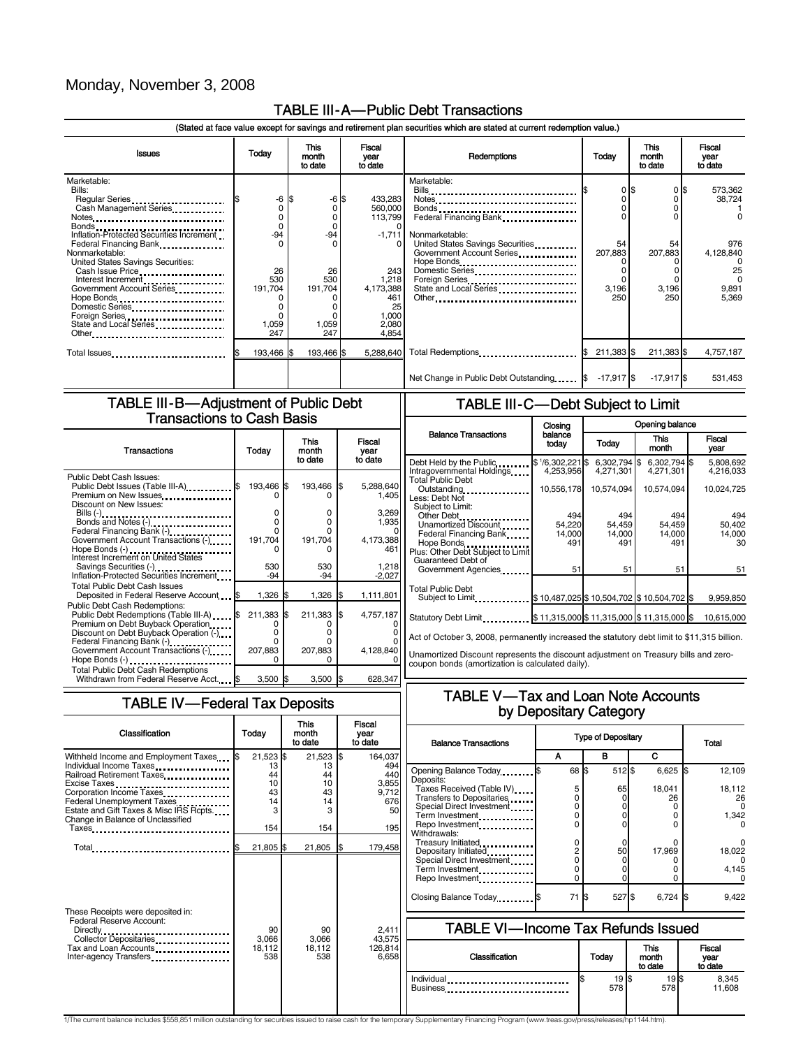Monday, November 3, 2008

## TABLE III-A—Public Debt Transactions

(Stated at face value except for savings and retirement plan securities which are stated at current redemption value.)

| Issues | Today | This month to date | Fiscal year to date |
|---|---|---|---|
| Marketable: | | | |
| Bills: | | | |
| Regular Series | $ -6 | $ -6 | $ 433,283 |
| Cash Management Series | 0 | 0 | 560,000 |
| Notes | 0 | 0 | 113,799 |
| Bonds | 0 | 0 | 0 |
| Inflation-Protected Securities Increment | -94 | -94 | -1,711 |
| Federal Financing Bank | 0 | 0 | 0 |
| Nonmarketable: | | | |
| United States Savings Securities: | | | |
| Cash Issue Price | 26 | 26 | 243 |
| Interest Increment | 530 | 530 | 1,218 |
| Government Account Series | 191,704 | 191,704 | 4,173,388 |
| Hope Bonds | 0 | 0 | 461 |
| Domestic Series | 0 | 0 | 25 |
| Foreign Series | 0 | 0 | 1,000 |
| State and Local Series | 1,059 | 1,059 | 2,080 |
| Other | 247 | 247 | 4,854 |
| Total Issues | $ 193,466 | $ 193,466 | $ 5,288,640 |

| Redemptions | Today | This month to date | Fiscal year to date |
|---|---|---|---|
| Marketable: | | | |
| Bills | $ 0 | $ 0 | $ 573,362 |
| Notes | 0 | 0 | 38,724 |
| Bonds | 0 | 0 | 1 |
| Federal Financing Bank | 0 | 0 | 0 |
| Nonmarketable: | | | |
| United States Savings Securities | 54 | 54 | 976 |
| Government Account Series | 207,883 | 207,883 | 4,128,840 |
| Hope Bonds | 0 | 0 | 0 |
| Domestic Series | 0 | 0 | 25 |
| Foreign Series | 0 | 0 | 0 |
| State and Local Series | 3,196 | 3,196 | 9,891 |
| Other | 250 | 250 | 5,369 |
| Total Redemptions | $ 211,383 | $ 211,383 | $ 4,757,187 |
| Net Change in Public Debt Outstanding | $ -17,917 | $ -17,917 | $ 531,453 |

## TABLE III-B—Adjustment of Public Debt Transactions to Cash Basis

| Transactions | Today | This month to date | Fiscal year to date |
|---|---|---|---|
| Public Debt Cash Issues: | | | |
| Public Debt Issues (Table III-A) | $ 193,466 | $ 193,466 | $ 5,288,640 |
| Premium on New Issues | 0 | 0 | 1,405 |
| Discount on New Issues: | | | |
| Bills (-) | 0 | 0 | 3,269 |
| Bonds and Notes (-) | 0 | 0 | 1,935 |
| Federal Financing Bank (-) | 0 | 0 | 0 |
| Government Account Transactions (-) | 191,704 | 191,704 | 4,173,388 |
| Hope Bonds (-) | 0 | 0 | 461 |
| Interest Increment on United States Savings Securities (-) | 530 | 530 | 1,218 |
| Inflation-Protected Securities Increment | -94 | -94 | -2,027 |
| Total Public Debt Cash Issues Deposited in Federal Reserve Account | $ 1,326 | $ 1,326 | $ 1,111,801 |
| Public Debt Cash Redemptions: | | | |
| Public Debt Redemptions (Table III-A) | $ 211,383 | $ 211,383 | $ 4,757,187 |
| Premium on Debt Buyback Operation | 0 | 0 | 0 |
| Discount on Debt Buyback Operation (-) | 0 | 0 | 0 |
| Federal Financing Bank (-) | 0 | 0 | 0 |
| Government Account Transactions (-) | 207,883 | 207,883 | 4,128,840 |
| Hope Bonds (-) | 0 | 0 | 0 |
| Total Public Debt Cash Redemptions Withdrawn from Federal Reserve Acct. | $ 3,500 | $ 3,500 | $ 628,347 |

## TABLE III-C—Debt Subject to Limit

| Balance Transactions | Closing balance today | Opening balance Today | Opening balance This month | Opening balance Fiscal year |
|---|---|---|---|---|
| Debt Held by the Public | $ [1]6,302,221 | $ 6,302,794 | $ 6,302,794 | $ 5,808,692 |
| Intragovernmental Holdings | 4,253,956 | 4,271,301 | 4,271,301 | 4,216,033 |
| Total Public Debt Outstanding | 10,556,178 | 10,574,094 | 10,574,094 | 10,024,725 |
| Less: Debt Not Subject to Limit: | | | | |
| Other Debt | 494 | 494 | 494 | 494 |
| Unamortized Discount | 54,220 | 54,459 | 54,459 | 50,402 |
| Federal Financing Bank | 14,000 | 14,000 | 14,000 | 14,000 |
| Hope Bonds | 491 | 491 | 491 | 30 |
| Plus: Other Debt Subject to Limit Guaranteed Debt of Government Agencies | 51 | 51 | 51 | 51 |
| Total Public Debt Subject to Limit | $ 10,487,025 | $ 10,504,702 | $ 10,504,702 | $ 9,959,850 |
| Statutory Debt Limit | $ 11,315,000 | $ 11,315,000 | $ 11,315,000 | $ 10,615,000 |

Act of October 3, 2008, permanently increased the statutory debt limit to $11,315 billion.

Unamortized Discount represents the discount adjustment on Treasury bills and zero-coupon bonds (amortization is calculated daily).

## TABLE IV—Federal Tax Deposits

| Classification | Today | This month to date | Fiscal year to date |
|---|---|---|---|
| Withheld Income and Employment Taxes | $ 21,523 | $ 21,523 | $ 164,037 |
| Individual Income Taxes | 13 | 13 | 494 |
| Railroad Retirement Taxes | 44 | 44 | 440 |
| Excise Taxes | 10 | 10 | 3,855 |
| Corporation Income Taxes | 43 | 43 | 9,712 |
| Federal Unemployment Taxes | 14 | 14 | 676 |
| Estate and Gift Taxes & Misc IRS Rcpts. | 3 | 3 | 50 |
| Change in Balance of Unclassified Taxes | 154 | 154 | 195 |
| Total | $ 21,805 | $ 21,805 | $ 179,458 |
| These Receipts were deposited in: | | | |
| Federal Reserve Account: | | | |
| Directly | 90 | 90 | 2,411 |
| Collector Depositaries | 3,066 | 3,066 | 43,575 |
| Tax and Loan Accounts | 18,112 | 18,112 | 126,814 |
| Inter-agency Transfers | 538 | 538 | 6,658 |

## TABLE V—Tax and Loan Note Accounts by Depositary Category

| Balance Transactions | Type of Depositary A | Type of Depositary B | Type of Depositary C | Total |
|---|---|---|---|---|
| Opening Balance Today | $ 68 | $ 512 | $ 6,625 | $ 12,109 |
| Deposits: | | | | |
| Taxes Received (Table IV) | 5 | 65 | 18,041 | 18,112 |
| Transfers to Depositaries | 0 | 0 | 26 | 26 |
| Special Direct Investment | 0 | 0 | 0 | 0 |
| Term Investment | 0 | 0 | 0 | 1,342 |
| Repo Investment | 0 | 0 | 0 | 0 |
| Withdrawals: | | | | |
| Treasury Initiated | 0 | 0 | 0 | 0 |
| Depositary Initiated | 2 | 50 | 17,969 | 18,022 |
| Special Direct Investment | 0 | 0 | 0 | 0 |
| Term Investment | 0 | 0 | 0 | 4,145 |
| Repo Investment | 0 | 0 | 0 | 0 |
| Closing Balance Today | $ 71 | $ 527 | $ 6,724 | $ 9,422 |

## TABLE VI—Income Tax Refunds Issued

| Classification | Today | This month to date | Fiscal year to date |
|---|---|---|---|
| Individual | $ 19 | $ 19 | $ 8,345 |
| Business | 578 | 578 | 11,608 |

1/The current balance includes $558,851 million outstanding for securities issued to raise cash for the temporary Supplementary Financing Program (www.treas.gov/press/releases/hp1144.htm).